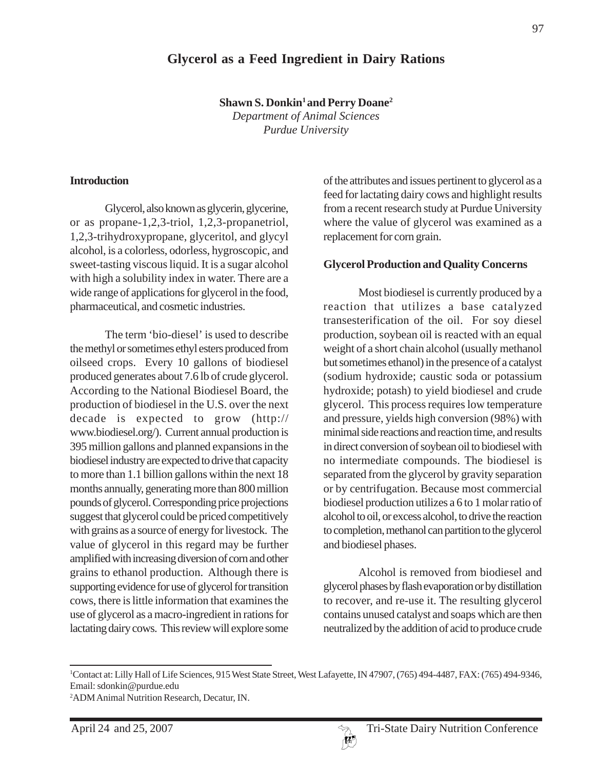# Glycerol as a Feed Ingredient in Dairy Rations

**Shawn S. Donkin[1] and Perry Doane[2]**
*Department of Animal Sciences*
*Purdue University*

## Introduction

Glycerol, also known as glycerin, glycerine, or as propane-1,2,3-triol, 1,2,3-propanetriol, 1,2,3-trihydroxypropane, glyceritol, and glycyl alcohol, is a colorless, odorless, hygroscopic, and sweet-tasting viscous liquid. It is a sugar alcohol with high a solubility index in water. There are a wide range of applications for glycerol in the food, pharmaceutical, and cosmetic industries.

The term 'bio-diesel' is used to describe the methyl or sometimes ethyl esters produced from oilseed crops. Every 10 gallons of biodiesel produced generates about 7.6 lb of crude glycerol. According to the National Biodiesel Board, the production of biodiesel in the U.S. over the next decade is expected to grow (http://www.biodiesel.org/). Current annual production is 395 million gallons and planned expansions in the biodiesel industry are expected to drive that capacity to more than 1.1 billion gallons within the next 18 months annually, generating more than 800 million pounds of glycerol. Corresponding price projections suggest that glycerol could be priced competitively with grains as a source of energy for livestock. The value of glycerol in this regard may be further amplified with increasing diversion of corn and other grains to ethanol production. Although there is supporting evidence for use of glycerol for transition cows, there is little information that examines the use of glycerol as a macro-ingredient in rations for lactating dairy cows. This review will explore some of the attributes and issues pertinent to glycerol as a feed for lactating dairy cows and highlight results from a recent research study at Purdue University where the value of glycerol was examined as a replacement for corn grain.

## Glycerol Production and Quality Concerns

Most biodiesel is currently produced by a reaction that utilizes a base catalyzed transesterification of the oil. For soy diesel production, soybean oil is reacted with an equal weight of a short chain alcohol (usually methanol but sometimes ethanol) in the presence of a catalyst (sodium hydroxide; caustic soda or potassium hydroxide; potash) to yield biodiesel and crude glycerol. This process requires low temperature and pressure, yields high conversion (98%) with minimal side reactions and reaction time, and results in direct conversion of soybean oil to biodiesel with no intermediate compounds. The biodiesel is separated from the glycerol by gravity separation or by centrifugation. Because most commercial biodiesel production utilizes a 6 to 1 molar ratio of alcohol to oil, or excess alcohol, to drive the reaction to completion, methanol can partition to the glycerol and biodiesel phases.

Alcohol is removed from biodiesel and glycerol phases by flash evaporation or by distillation to recover, and re-use it. The resulting glycerol contains unused catalyst and soaps which are then neutralized by the addition of acid to produce crude

---

[1]Contact at: Lilly Hall of Life Sciences, 915 West State Street, West Lafayette, IN 47907, (765) 494-4487, FAX: (765) 494-9346, Email: sdonkin@purdue.edu

[2]ADM Animal Nutrition Research, Decatur, IN.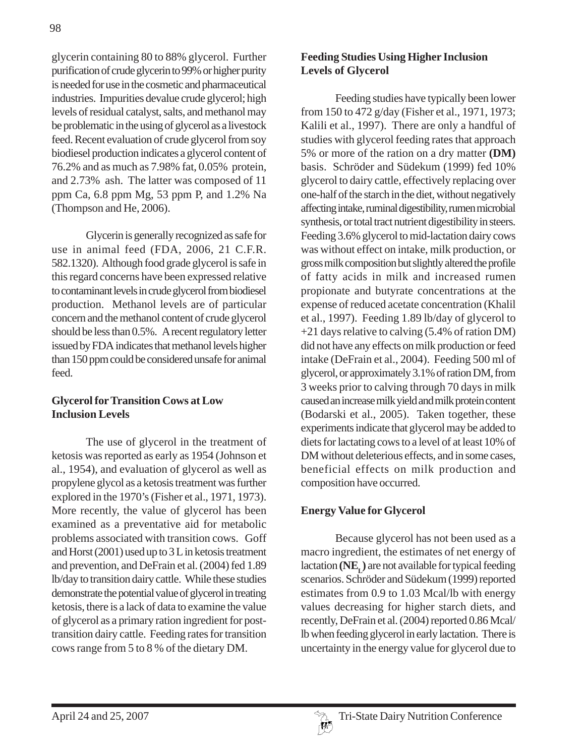glycerin containing 80 to 88% glycerol. Further purification of crude glycerin to 99% or higher purity is needed for use in the cosmetic and pharmaceutical industries. Impurities devalue crude glycerol; high levels of residual catalyst, salts, and methanol may be problematic in the using of glycerol as a livestock feed. Recent evaluation of crude glycerol from soy biodiesel production indicates a glycerol content of 76.2% and as much as 7.98% fat, 0.05% protein, and 2.73% ash. The latter was composed of 11 ppm Ca, 6.8 ppm Mg, 53 ppm P, and 1.2% Na (Thompson and He, 2006).

Glycerin is generally recognized as safe for use in animal feed (FDA, 2006, 21 C.F.R. 582.1320). Although food grade glycerol is safe in this regard concerns have been expressed relative to contaminant levels in crude glycerol from biodiesel production. Methanol levels are of particular concern and the methanol content of crude glycerol should be less than 0.5%. A recent regulatory letter issued by FDA indicates that methanol levels higher than 150 ppm could be considered unsafe for animal feed.

### Glycerol for Transition Cows at Low Inclusion Levels

The use of glycerol in the treatment of ketosis was reported as early as 1954 (Johnson et al., 1954), and evaluation of glycerol as well as propylene glycol as a ketosis treatment was further explored in the 1970's (Fisher et al., 1971, 1973). More recently, the value of glycerol has been examined as a preventative aid for metabolic problems associated with transition cows. Goff and Horst (2001) used up to 3 L in ketosis treatment and prevention, and DeFrain et al. (2004) fed 1.89 lb/day to transition dairy cattle. While these studies demonstrate the potential value of glycerol in treating ketosis, there is a lack of data to examine the value of glycerol as a primary ration ingredient for post-transition dairy cattle. Feeding rates for transition cows range from 5 to 8 % of the dietary DM.

### Feeding Studies Using Higher Inclusion Levels of Glycerol

Feeding studies have typically been lower from 150 to 472 g/day (Fisher et al., 1971, 1973; Kalili et al., 1997). There are only a handful of studies with glycerol feeding rates that approach 5% or more of the ration on a dry matter **(DM)** basis. Schröder and Südekum (1999) fed 10% glycerol to dairy cattle, effectively replacing over one-half of the starch in the diet, without negatively affecting intake, ruminal digestibility, rumen microbial synthesis, or total tract nutrient digestibility in steers. Feeding 3.6% glycerol to mid-lactation dairy cows was without effect on intake, milk production, or gross milk composition but slightly altered the profile of fatty acids in milk and increased rumen propionate and butyrate concentrations at the expense of reduced acetate concentration (Khalil et al., 1997). Feeding 1.89 lb/day of glycerol to +21 days relative to calving (5.4% of ration DM) did not have any effects on milk production or feed intake (DeFrain et al., 2004). Feeding 500 ml of glycerol, or approximately 3.1% of ration DM, from 3 weeks prior to calving through 70 days in milk caused an increase milk yield and milk protein content (Bodarski et al., 2005). Taken together, these experiments indicate that glycerol may be added to diets for lactating cows to a level of at least 10% of DM without deleterious effects, and in some cases, beneficial effects on milk production and composition have occurred.

### Energy Value for Glycerol

Because glycerol has not been used as a macro ingredient, the estimates of net energy of lactation **($NE_L$)** are not available for typical feeding scenarios. Schröder and Südekum (1999) reported estimates from 0.9 to 1.03 Mcal/lb with energy values decreasing for higher starch diets, and recently, DeFrain et al. (2004) reported 0.86 Mcal/lb when feeding glycerol in early lactation. There is uncertainty in the energy value for glycerol due to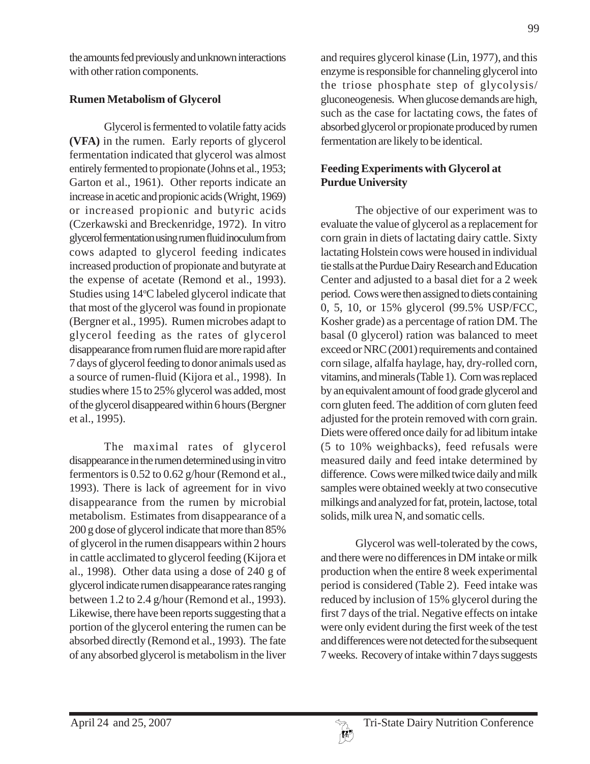the amounts fed previously and unknown interactions with other ration components.

**Rumen Metabolism of Glycerol**

Glycerol is fermented to volatile fatty acids **(VFA)** in the rumen. Early reports of glycerol fermentation indicated that glycerol was almost entirely fermented to propionate (Johns et al., 1953; Garton et al., 1961). Other reports indicate an increase in acetic and propionic acids (Wright, 1969) or increased propionic and butyric acids (Czerkawski and Breckenridge, 1972). In vitro glycerol fermentation using rumen fluid inoculum from cows adapted to glycerol feeding indicates increased production of propionate and butyrate at the expense of acetate (Remond et al., 1993). Studies using 14°C labeled glycerol indicate that that most of the glycerol was found in propionate (Bergner et al., 1995). Rumen microbes adapt to glycerol feeding as the rates of glycerol disappearance from rumen fluid are more rapid after 7 days of glycerol feeding to donor animals used as a source of rumen-fluid (Kijora et al., 1998). In studies where 15 to 25% glycerol was added, most of the glycerol disappeared within 6 hours (Bergner et al., 1995).

The maximal rates of glycerol disappearance in the rumen determined using in vitro fermentors is 0.52 to 0.62 g/hour (Remond et al., 1993). There is lack of agreement for in vivo disappearance from the rumen by microbial metabolism. Estimates from disappearance of a 200 g dose of glycerol indicate that more than 85% of glycerol in the rumen disappears within 2 hours in cattle acclimated to glycerol feeding (Kijora et al., 1998). Other data using a dose of 240 g of glycerol indicate rumen disappearance rates ranging between 1.2 to 2.4 g/hour (Remond et al., 1993). Likewise, there have been reports suggesting that a portion of the glycerol entering the rumen can be absorbed directly (Remond et al., 1993). The fate of any absorbed glycerol is metabolism in the liver and requires glycerol kinase (Lin, 1977), and this enzyme is responsible for channeling glycerol into the triose phosphate step of glycolysis/gluconeogenesis. When glucose demands are high, such as the case for lactating cows, the fates of absorbed glycerol or propionate produced by rumen fermentation are likely to be identical.

**Feeding Experiments with Glycerol at Purdue University**

The objective of our experiment was to evaluate the value of glycerol as a replacement for corn grain in diets of lactating dairy cattle. Sixty lactating Holstein cows were housed in individual tie stalls at the Purdue Dairy Research and Education Center and adjusted to a basal diet for a 2 week period. Cows were then assigned to diets containing 0, 5, 10, or 15% glycerol (99.5% USP/FCC, Kosher grade) as a percentage of ration DM. The basal (0 glycerol) ration was balanced to meet exceed or NRC (2001) requirements and contained corn silage, alfalfa haylage, hay, dry-rolled corn, vitamins, and minerals (Table 1). Corn was replaced by an equivalent amount of food grade glycerol and corn gluten feed. The addition of corn gluten feed adjusted for the protein removed with corn grain. Diets were offered once daily for ad libitum intake (5 to 10% weighbacks), feed refusals were measured daily and feed intake determined by difference. Cows were milked twice daily and milk samples were obtained weekly at two consecutive milkings and analyzed for fat, protein, lactose, total solids, milk urea N, and somatic cells.

Glycerol was well-tolerated by the cows, and there were no differences in DM intake or milk production when the entire 8 week experimental period is considered (Table 2). Feed intake was reduced by inclusion of 15% glycerol during the first 7 days of the trial. Negative effects on intake were only evident during the first week of the test and differences were not detected for the subsequent 7 weeks. Recovery of intake within 7 days suggests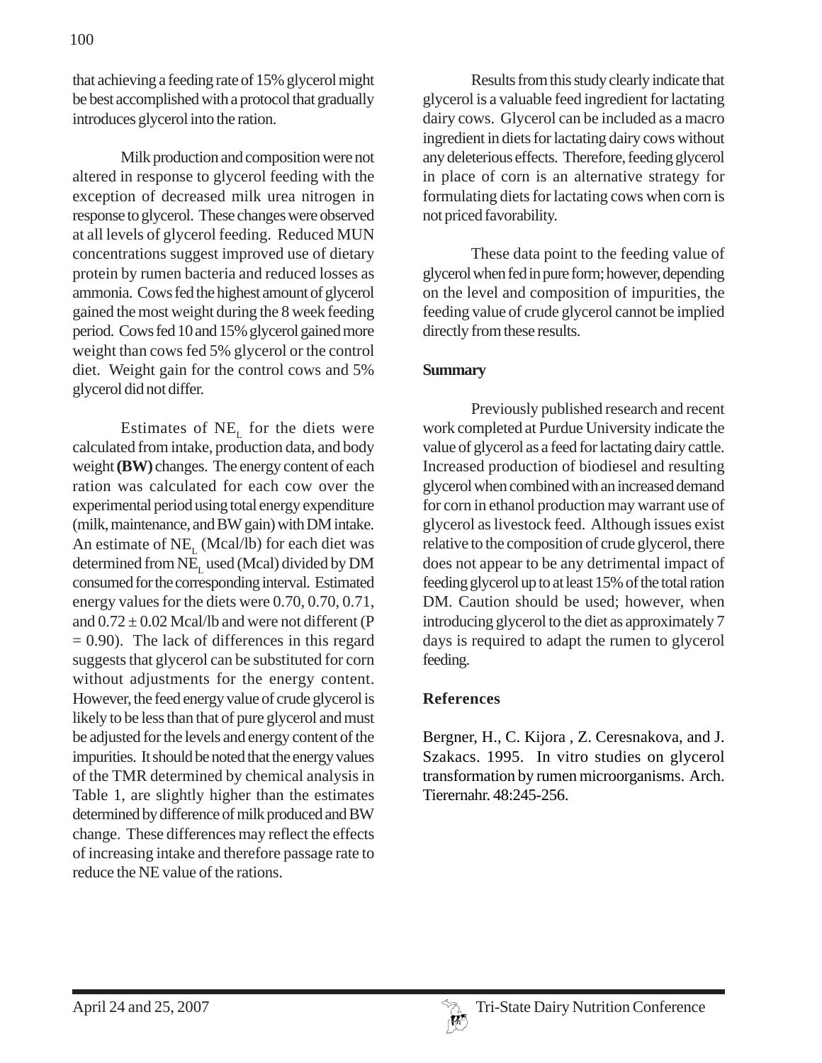that achieving a feeding rate of 15% glycerol might be best accomplished with a protocol that gradually introduces glycerol into the ration.

Milk production and composition were not altered in response to glycerol feeding with the exception of decreased milk urea nitrogen in response to glycerol. These changes were observed at all levels of glycerol feeding. Reduced MUN concentrations suggest improved use of dietary protein by rumen bacteria and reduced losses as ammonia. Cows fed the highest amount of glycerol gained the most weight during the 8 week feeding period. Cows fed 10 and 15% glycerol gained more weight than cows fed 5% glycerol or the control diet. Weight gain for the control cows and 5% glycerol did not differ.

Estimates of $NE_L$ for the diets were calculated from intake, production data, and body weight **(BW)** changes. The energy content of each ration was calculated for each cow over the experimental period using total energy expenditure (milk, maintenance, and BW gain) with DM intake. An estimate of $NE_L$ (Mcal/lb) for each diet was determined from $NE_L$ used (Mcal) divided by DM consumed for the corresponding interval. Estimated energy values for the diets were 0.70, 0.70, 0.71, and $0.72 \pm 0.02$ Mcal/lb and were not different ($P = 0.90$). The lack of differences in this regard suggests that glycerol can be substituted for corn without adjustments for the energy content. However, the feed energy value of crude glycerol is likely to be less than that of pure glycerol and must be adjusted for the levels and energy content of the impurities. It should be noted that the energy values of the TMR determined by chemical analysis in Table 1, are slightly higher than the estimates determined by difference of milk produced and BW change. These differences may reflect the effects of increasing intake and therefore passage rate to reduce the NE value of the rations.

Results from this study clearly indicate that glycerol is a valuable feed ingredient for lactating dairy cows. Glycerol can be included as a macro ingredient in diets for lactating dairy cows without any deleterious effects. Therefore, feeding glycerol in place of corn is an alternative strategy for formulating diets for lactating cows when corn is not priced favorability.

These data point to the feeding value of glycerol when fed in pure form; however, depending on the level and composition of impurities, the feeding value of crude glycerol cannot be implied directly from these results.

## Summary

Previously published research and recent work completed at Purdue University indicate the value of glycerol as a feed for lactating dairy cattle. Increased production of biodiesel and resulting glycerol when combined with an increased demand for corn in ethanol production may warrant use of glycerol as livestock feed. Although issues exist relative to the composition of crude glycerol, there does not appear to be any detrimental impact of feeding glycerol up to at least 15% of the total ration DM. Caution should be used; however, when introducing glycerol to the diet as approximately 7 days is required to adapt the rumen to glycerol feeding.

## References

Bergner, H., C. Kijora , Z. Ceresnakova, and J. Szakacs. 1995. In vitro studies on glycerol transformation by rumen microorganisms. Arch. Tierernahr. 48:245-256.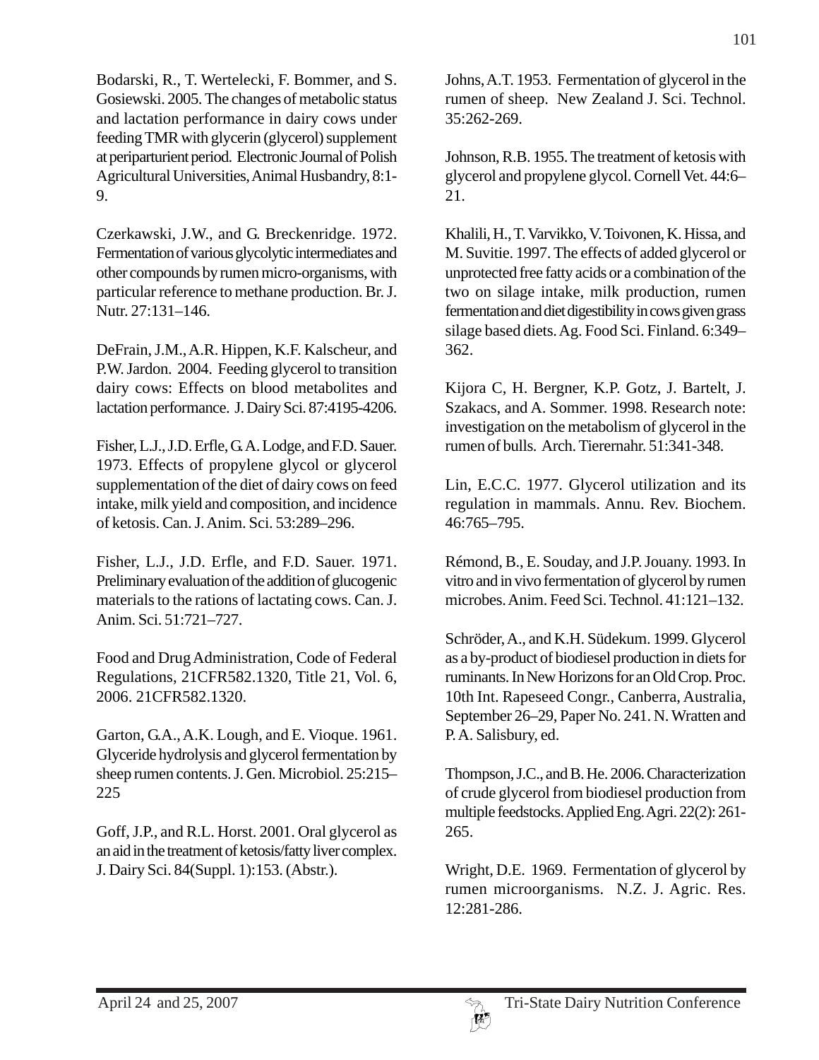Bodarski, R., T. Wertelecki, F. Bommer, and S. Gosiewski. 2005. The changes of metabolic status and lactation performance in dairy cows under feeding TMR with glycerin (glycerol) supplement at periparturient period. Electronic Journal of Polish Agricultural Universities, Animal Husbandry, 8:1-9.

Czerkawski, J.W., and G. Breckenridge. 1972. Fermentation of various glycolytic intermediates and other compounds by rumen micro-organisms, with particular reference to methane production. Br. J. Nutr. 27:131–146.

DeFrain, J.M., A.R. Hippen, K.F. Kalscheur, and P.W. Jardon. 2004. Feeding glycerol to transition dairy cows: Effects on blood metabolites and lactation performance. J. Dairy Sci. 87:4195-4206.

Fisher, L.J., J.D. Erfle, G.A. Lodge, and F.D. Sauer. 1973. Effects of propylene glycol or glycerol supplementation of the diet of dairy cows on feed intake, milk yield and composition, and incidence of ketosis. Can. J. Anim. Sci. 53:289–296.

Fisher, L.J., J.D. Erfle, and F.D. Sauer. 1971. Preliminary evaluation of the addition of glucogenic materials to the rations of lactating cows. Can. J. Anim. Sci. 51:721–727.

Food and Drug Administration, Code of Federal Regulations, 21CFR582.1320, Title 21, Vol. 6, 2006. 21CFR582.1320.

Garton, G.A., A.K. Lough, and E. Vioque. 1961. Glyceride hydrolysis and glycerol fermentation by sheep rumen contents. J. Gen. Microbiol. 25:215–225

Goff, J.P., and R.L. Horst. 2001. Oral glycerol as an aid in the treatment of ketosis/fatty liver complex. J. Dairy Sci. 84(Suppl. 1):153. (Abstr.).

Johns, A.T. 1953. Fermentation of glycerol in the rumen of sheep. New Zealand J. Sci. Technol. 35:262-269.

Johnson, R.B. 1955. The treatment of ketosis with glycerol and propylene glycol. Cornell Vet. 44:6–21.

Khalili, H., T. Varvikko, V. Toivonen, K. Hissa, and M. Suvitie. 1997. The effects of added glycerol or unprotected free fatty acids or a combination of the two on silage intake, milk production, rumen fermentation and diet digestibility in cows given grass silage based diets. Ag. Food Sci. Finland. 6:349–362.

Kijora C, H. Bergner, K.P. Gotz, J. Bartelt, J. Szakacs, and A. Sommer. 1998. Research note: investigation on the metabolism of glycerol in the rumen of bulls. Arch. Tierernahr. 51:341-348.

Lin, E.C.C. 1977. Glycerol utilization and its regulation in mammals. Annu. Rev. Biochem. 46:765–795.

Rémond, B., E. Souday, and J.P. Jouany. 1993. In vitro and in vivo fermentation of glycerol by rumen microbes. Anim. Feed Sci. Technol. 41:121–132.

Schröder, A., and K.H. Südekum. 1999. Glycerol as a by-product of biodiesel production in diets for ruminants. In New Horizons for an Old Crop. Proc. 10th Int. Rapeseed Congr., Canberra, Australia, September 26–29, Paper No. 241. N. Wratten and P. A. Salisbury, ed.

Thompson, J.C., and B. He. 2006. Characterization of crude glycerol from biodiesel production from multiple feedstocks. Applied Eng. Agri. 22(2): 261-265.

Wright, D.E. 1969. Fermentation of glycerol by rumen microorganisms. N.Z. J. Agric. Res. 12:281-286.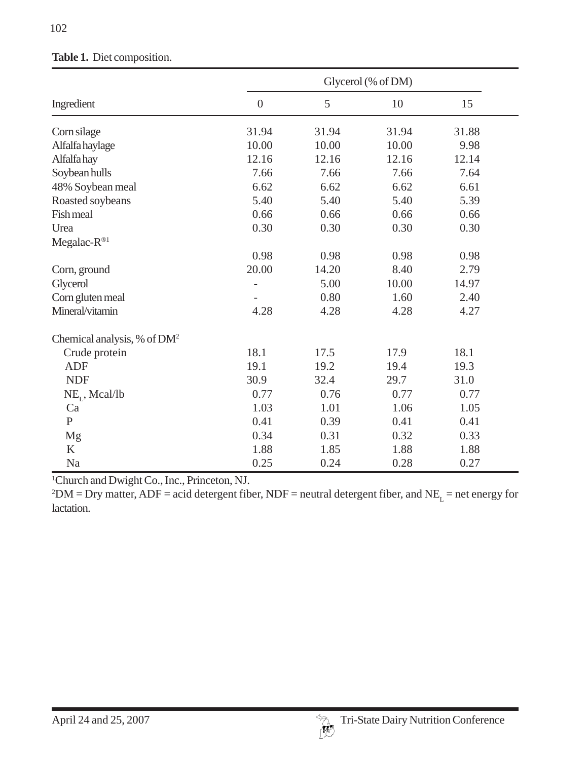**Table 1.** Diet composition.

| Ingredient | Glycerol (% of DM) | | | |
|---|---|---|---|---|
| | 0 | 5 | 10 | 15 |
| Corn silage | 31.94 | 31.94 | 31.94 | 31.88 |
| Alfalfa haylage | 10.00 | 10.00 | 10.00 | 9.98 |
| Alfalfa hay | 12.16 | 12.16 | 12.16 | 12.14 |
| Soybean hulls | 7.66 | 7.66 | 7.66 | 7.64 |
| 48% Soybean meal | 6.62 | 6.62 | 6.62 | 6.61 |
| Roasted soybeans | 5.40 | 5.40 | 5.40 | 5.39 |
| Fish meal | 0.66 | 0.66 | 0.66 | 0.66 |
| Urea | 0.30 | 0.30 | 0.30 | 0.30 |
| Megalac-R®[1] | 0.98 | 0.98 | 0.98 | 0.98 |
| Corn, ground | 20.00 | 14.20 | 8.40 | 2.79 |
| Glycerol | - | 5.00 | 10.00 | 14.97 |
| Corn gluten meal | - | 0.80 | 1.60 | 2.40 |
| Mineral/vitamin | 4.28 | 4.28 | 4.28 | 4.27 |
| Chemical analysis, % of DM[2] | | | | |
| Crude protein | 18.1 | 17.5 | 17.9 | 18.1 |
| ADF | 19.1 | 19.2 | 19.4 | 19.3 |
| NDF | 30.9 | 32.4 | 29.7 | 31.0 |
| $NE_L$, Mcal/lb | 0.77 | 0.76 | 0.77 | 0.77 |
| Ca | 1.03 | 1.01 | 1.06 | 1.05 |
| P | 0.41 | 0.39 | 0.41 | 0.41 |
| Mg | 0.34 | 0.31 | 0.32 | 0.33 |
| K | 1.88 | 1.85 | 1.88 | 1.88 |
| Na | 0.25 | 0.24 | 0.28 | 0.27 |

[1]Church and Dwight Co., Inc., Princeton, NJ.

[2]DM = Dry matter, ADF = acid detergent fiber, NDF = neutral detergent fiber, and $NE_L$ = net energy for lactation.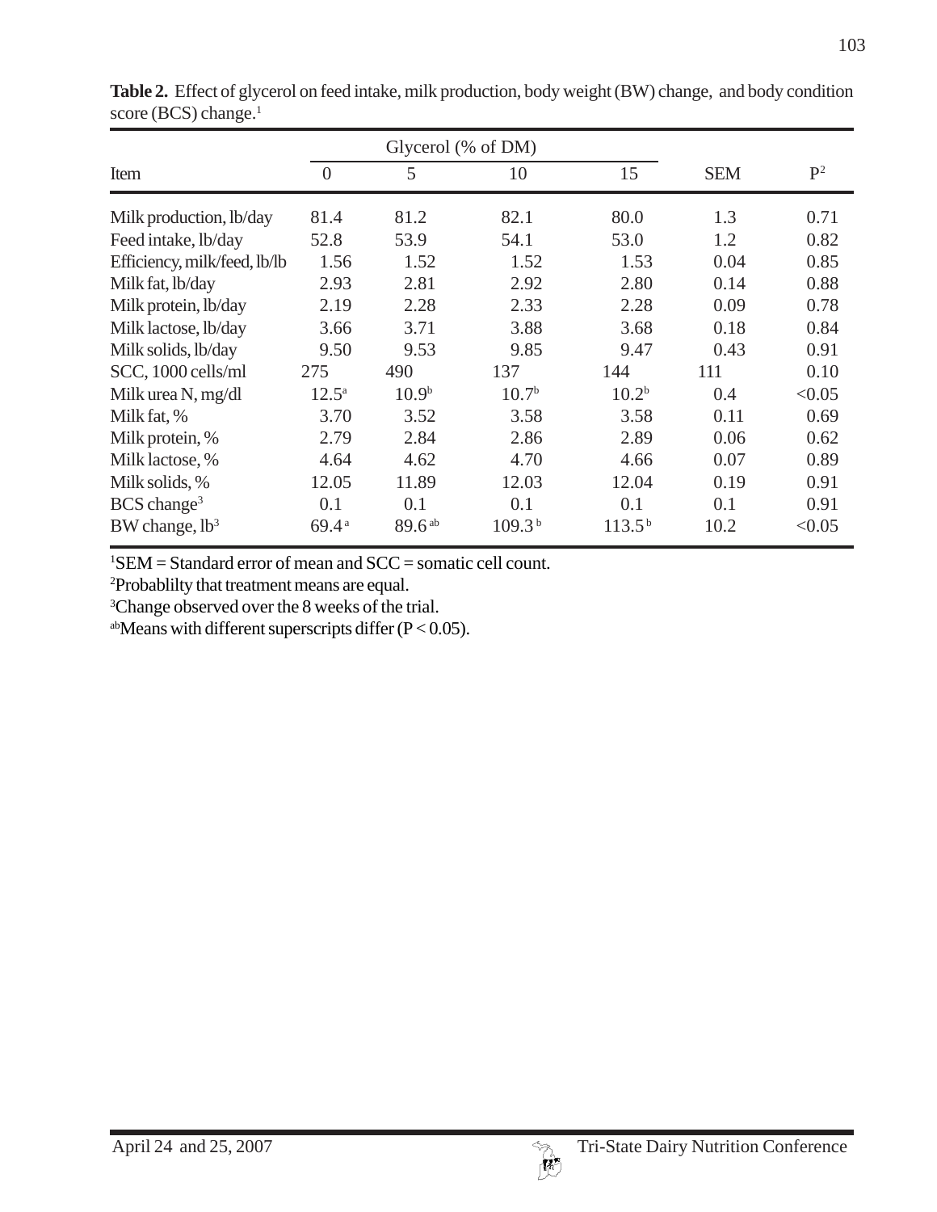**Table 2.** Effect of glycerol on feed intake, milk production, body weight (BW) change, and body condition score (BCS) change.[1]

| Item | Glycerol (% of DM) | | | | SEM | P[2] |
|---|---|---|---|---|---|---|
| | 0 | 5 | 10 | 15 | | |
| Milk production, lb/day | 81.4 | 81.2 | 82.1 | 80.0 | 1.3 | 0.71 |
| Feed intake, lb/day | 52.8 | 53.9 | 54.1 | 53.0 | 1.2 | 0.82 |
| Efficiency, milk/feed, lb/lb | 1.56 | 1.52 | 1.52 | 1.53 | 0.04 | 0.85 |
| Milk fat, lb/day | 2.93 | 2.81 | 2.92 | 2.80 | 0.14 | 0.88 |
| Milk protein, lb/day | 2.19 | 2.28 | 2.33 | 2.28 | 0.09 | 0.78 |
| Milk lactose, lb/day | 3.66 | 3.71 | 3.88 | 3.68 | 0.18 | 0.84 |
| Milk solids, lb/day | 9.50 | 9.53 | 9.85 | 9.47 | 0.43 | 0.91 |
| SCC, 1000 cells/ml | 275 | 490 | 137 | 144 | 111 | 0.10 |
| Milk urea N, mg/dl | 12.5[a] | 10.9[b] | 10.7[b] | 10.2[b] | 0.4 | <0.05 |
| Milk fat, % | 3.70 | 3.52 | 3.58 | 3.58 | 0.11 | 0.69 |
| Milk protein, % | 2.79 | 2.84 | 2.86 | 2.89 | 0.06 | 0.62 |
| Milk lactose, % | 4.64 | 4.62 | 4.70 | 4.66 | 0.07 | 0.89 |
| Milk solids, % | 12.05 | 11.89 | 12.03 | 12.04 | 0.19 | 0.91 |
| BCS change[3] | 0.1 | 0.1 | 0.1 | 0.1 | 0.1 | 0.91 |
| BW change, lb[3] | 69.4[a] | 89.6[ab] | 109.3[b] | 113.5[b] | 10.2 | <0.05 |

[1]SEM = Standard error of mean and SCC = somatic cell count.
[2]Probablilty that treatment means are equal.
[3]Change observed over the 8 weeks of the trial.
[ab]Means with different superscripts differ ($P < 0.05$).